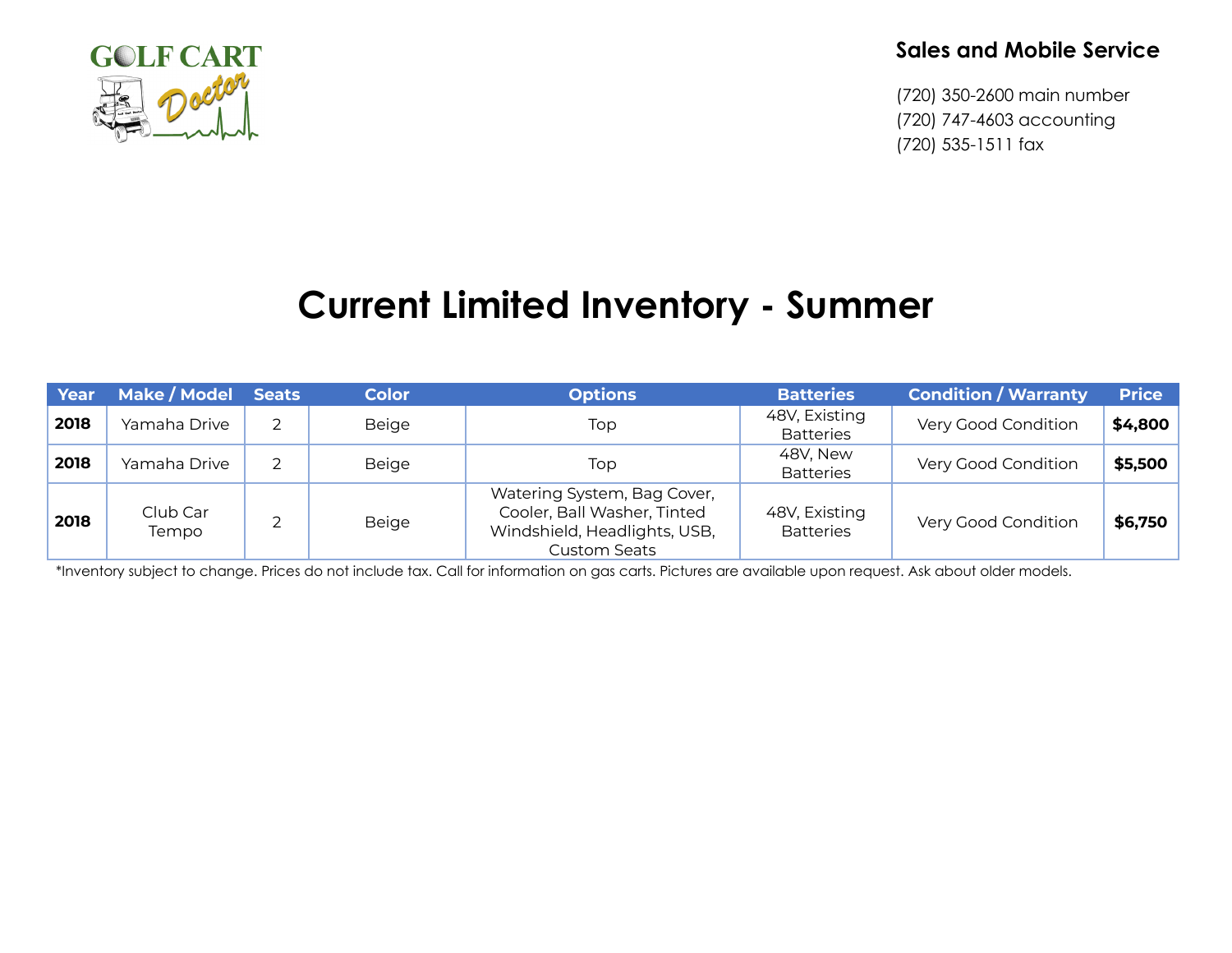GOLF CART Doctor

**Sales and Mobile Service**

(720) 350-2600 main number
(720) 747-4603 accounting
(720) 535-1511 fax

# Current Limited Inventory - Summer

| Year | Make / Model | Seats | Color | Options | Batteries | Condition / Warranty | Price |
|---|---|---|---|---|---|---|---|
| **2018** | Yamaha Drive | 2 | Beige | Top | 48V, Existing Batteries | Very Good Condition | **$4,800** |
| **2018** | Yamaha Drive | 2 | Beige | Top | 48V, New Batteries | Very Good Condition | **$5,500** |
| **2018** | Club Car Tempo | 2 | Beige | Watering System, Bag Cover, Cooler, Ball Washer, Tinted Windshield, Headlights, USB, Custom Seats | 48V, Existing Batteries | Very Good Condition | **$6,750** |

*Inventory subject to change. Prices do not include tax. Call for information on gas carts. Pictures are available upon request. Ask about older models.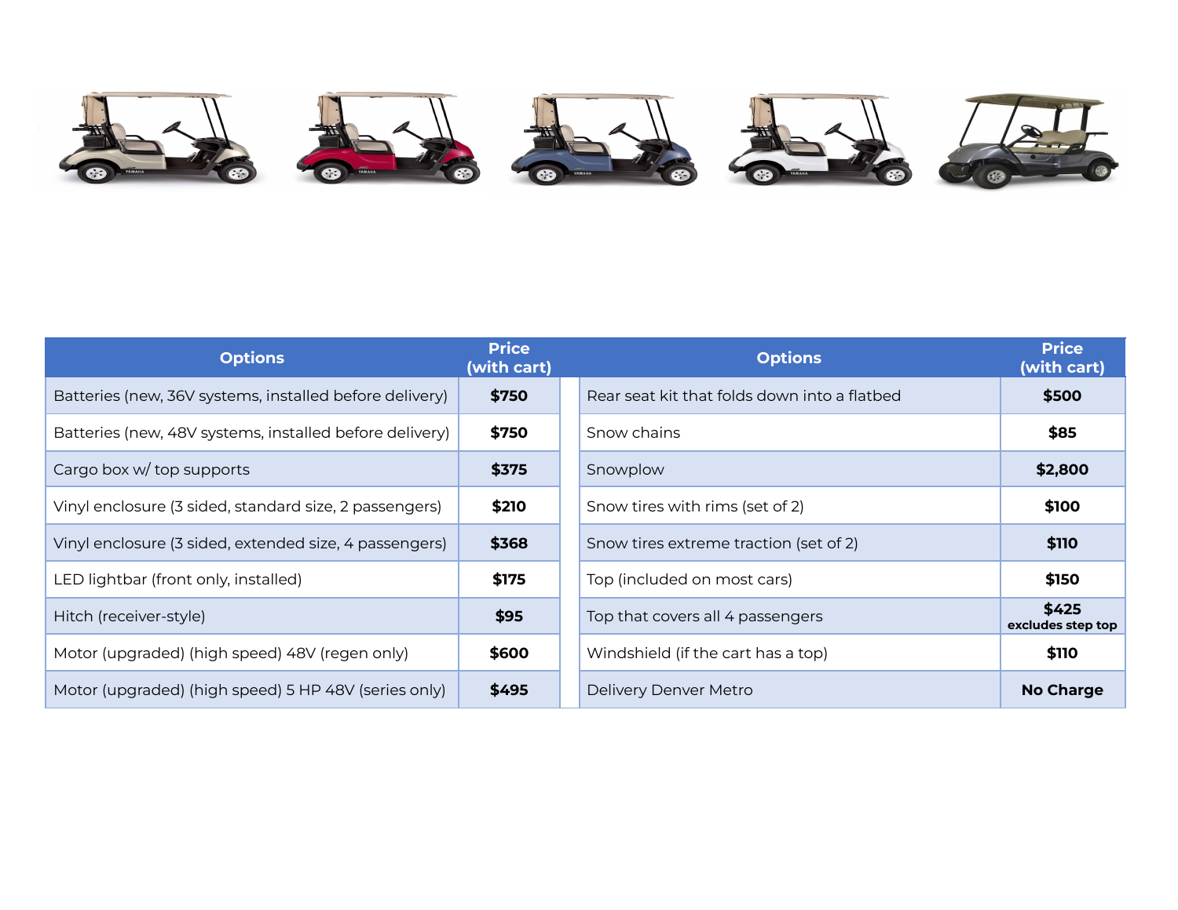| Options | Price (with cart) | Options | Price (with cart) |
|---|---|---|---|
| Batteries (new, 36V systems, installed before delivery) | **$750** | Rear seat kit that folds down into a flatbed | **$500** |
| Batteries (new, 48V systems, installed before delivery) | **$750** | Snow chains | **$85** |
| Cargo box w/ top supports | **$375** | Snowplow | **$2,800** |
| Vinyl enclosure (3 sided, standard size, 2 passengers) | **$210** | Snow tires with rims (set of 2) | **$100** |
| Vinyl enclosure (3 sided, extended size, 4 passengers) | **$368** | Snow tires extreme traction (set of 2) | **$110** |
| LED lightbar (front only, installed) | **$175** | Top (included on most cars) | **$150** |
| Hitch (receiver-style) | **$95** | Top that covers all 4 passengers | **$425** **excludes step top** |
| Motor (upgraded) (high speed) 48V (regen only) | **$600** | Windshield (if the cart has a top) | **$110** |
| Motor (upgraded) (high speed) 5 HP 48V (series only) | **$495** | Delivery Denver Metro | **No Charge** |